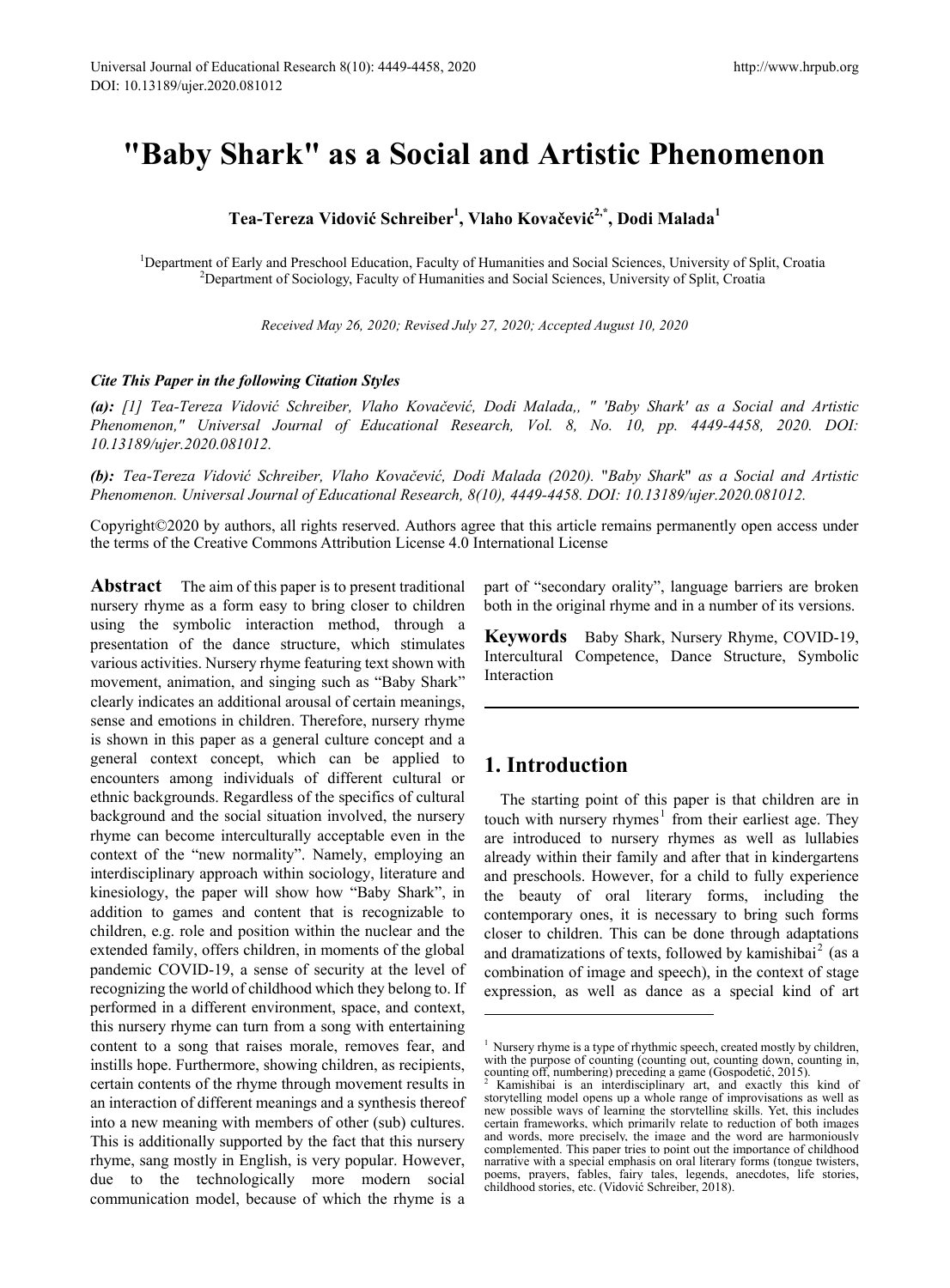# "Baby Shark" as a Social and Artistic Phenomenon

**Tea-Tereza Vidović Schreiber[1], Vlaho Kovačević[2,*], Dodi Malada[1]**

[1]Department of Early and Preschool Education, Faculty of Humanities and Social Sciences, University of Split, Croatia
[2]Department of Sociology, Faculty of Humanities and Social Sciences, University of Split, Croatia

*Received May 26, 2020; Revised July 27, 2020; Accepted August 10, 2020*

### *Cite This Paper in the following Citation Styles*

***(a):*** *[1] Tea-Tereza Vidović Schreiber, Vlaho Kovačević, Dodi Malada,, " 'Baby Shark' as a Social and Artistic Phenomenon," Universal Journal of Educational Research, Vol. 8, No. 10, pp. 4449-4458, 2020. DOI: 10.13189/ujer.2020.081012.*

***(b):*** *Tea-Tereza Vidović Schreiber, Vlaho Kovačević, Dodi Malada (2020).* "*Baby Shark*" *as a Social and Artistic Phenomenon. Universal Journal of Educational Research, 8(10), 4449-4458. DOI: 10.13189/ujer.2020.081012.*

Copyright©2020 by authors, all rights reserved. Authors agree that this article remains permanently open access under the terms of the Creative Commons Attribution License 4.0 International License

**Abstract** The aim of this paper is to present traditional nursery rhyme as a form easy to bring closer to children using the symbolic interaction method, through a presentation of the dance structure, which stimulates various activities. Nursery rhyme featuring text shown with movement, animation, and singing such as "Baby Shark" clearly indicates an additional arousal of certain meanings, sense and emotions in children. Therefore, nursery rhyme is shown in this paper as a general culture concept and a general context concept, which can be applied to encounters among individuals of different cultural or ethnic backgrounds. Regardless of the specifics of cultural background and the social situation involved, the nursery rhyme can become interculturally acceptable even in the context of the "new normality". Namely, employing an interdisciplinary approach within sociology, literature and kinesiology, the paper will show how "Baby Shark", in addition to games and content that is recognizable to children, e.g. role and position within the nuclear and the extended family, offers children, in moments of the global pandemic COVID-19, a sense of security at the level of recognizing the world of childhood which they belong to. If performed in a different environment, space, and context, this nursery rhyme can turn from a song with entertaining content to a song that raises morale, removes fear, and instills hope. Furthermore, showing children, as recipients, certain contents of the rhyme through movement results in an interaction of different meanings and a synthesis thereof into a new meaning with members of other (sub) cultures. This is additionally supported by the fact that this nursery rhyme, sang mostly in English, is very popular. However, due to the technologically more modern social communication model, because of which the rhyme is a part of "secondary orality", language barriers are broken both in the original rhyme and in a number of its versions.

**Keywords** Baby Shark, Nursery Rhyme, COVID-19, Intercultural Competence, Dance Structure, Symbolic Interaction

## 1. Introduction

The starting point of this paper is that children are in touch with nursery rhymes[1] from their earliest age. They are introduced to nursery rhymes as well as lullabies already within their family and after that in kindergartens and preschools. However, for a child to fully experience the beauty of oral literary forms, including the contemporary ones, it is necessary to bring such forms closer to children. This can be done through adaptations and dramatizations of texts, followed by kamishibai[2] (as a combination of image and speech), in the context of stage expression, as well as dance as a special kind of art

---

[1] Nursery rhyme is a type of rhythmic speech, created mostly by children, with the purpose of counting (counting out, counting down, counting in, counting off, numbering) preceding a game (Gospodetić, 2015).

[2] Kamishibai is an interdisciplinary art, and exactly this kind of storytelling model opens up a whole range of improvisations as well as new possible ways of learning the storytelling skills. Yet, this includes certain frameworks, which primarily relate to reduction of both images and words, more precisely, the image and the word are harmoniously complemented. This paper tries to point out the importance of childhood narrative with a special emphasis on oral literary forms (tongue twisters, poems, prayers, fables, fairy tales, legends, anecdotes, life stories, childhood stories, etc. (Vidović Schreiber, 2018).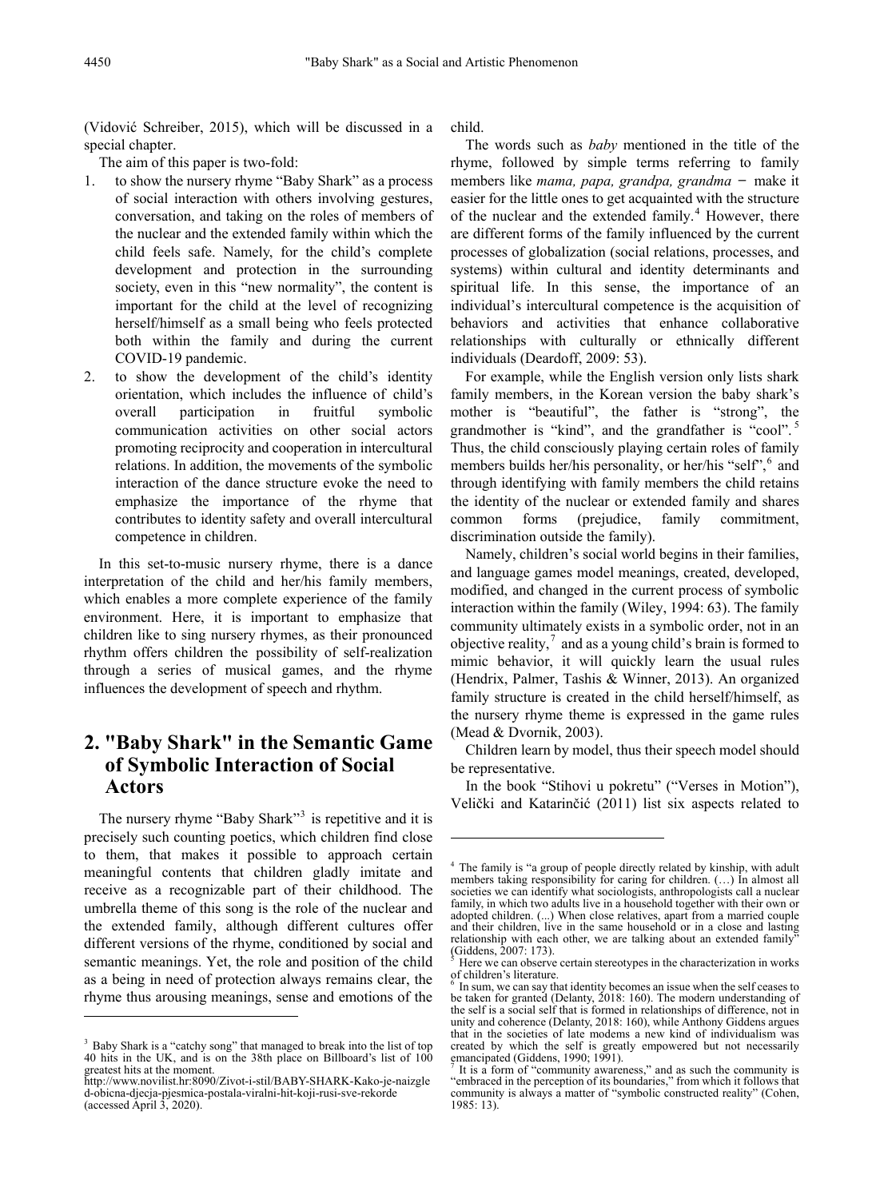(Vidović Schreiber, 2015), which will be discussed in a special chapter.

The aim of this paper is two-fold:

1. to show the nursery rhyme "Baby Shark" as a process of social interaction with others involving gestures, conversation, and taking on the roles of members of the nuclear and the extended family within which the child feels safe. Namely, for the child's complete development and protection in the surrounding society, even in this "new normality", the content is important for the child at the level of recognizing herself/himself as a small being who feels protected both within the family and during the current COVID-19 pandemic.
2. to show the development of the child's identity orientation, which includes the influence of child's overall participation in fruitful symbolic communication activities on other social actors promoting reciprocity and cooperation in intercultural relations. In addition, the movements of the symbolic interaction of the dance structure evoke the need to emphasize the importance of the rhyme that contributes to identity safety and overall intercultural competence in children.

In this set-to-music nursery rhyme, there is a dance interpretation of the child and her/his family members, which enables a more complete experience of the family environment. Here, it is important to emphasize that children like to sing nursery rhymes, as their pronounced rhythm offers children the possibility of self-realization through a series of musical games, and the rhyme influences the development of speech and rhythm.

## 2. "Baby Shark" in the Semantic Game of Symbolic Interaction of Social Actors

The nursery rhyme "Baby Shark"[3] is repetitive and it is precisely such counting poetics, which children find close to them, that makes it possible to approach certain meaningful contents that children gladly imitate and receive as a recognizable part of their childhood. The umbrella theme of this song is the role of the nuclear and the extended family, although different cultures offer different versions of the rhyme, conditioned by social and semantic meanings. Yet, the role and position of the child as a being in need of protection always remains clear, the rhyme thus arousing meanings, sense and emotions of the child.

The words such as *baby* mentioned in the title of the rhyme, followed by simple terms referring to family members like *mama, papa, grandpa, grandma* − make it easier for the little ones to get acquainted with the structure of the nuclear and the extended family.[4] However, there are different forms of the family influenced by the current processes of globalization (social relations, processes, and systems) within cultural and identity determinants and spiritual life. In this sense, the importance of an individual's intercultural competence is the acquisition of behaviors and activities that enhance collaborative relationships with culturally or ethnically different individuals (Deardoff, 2009: 53).

For example, while the English version only lists shark family members, in the Korean version the baby shark's mother is "beautiful", the father is "strong", the grandmother is "kind", and the grandfather is "cool".[5] Thus, the child consciously playing certain roles of family members builds her/his personality, or her/his "self",[6] and through identifying with family members the child retains the identity of the nuclear or extended family and shares common forms (prejudice, family commitment, discrimination outside the family).

Namely, children's social world begins in their families, and language games model meanings, created, developed, modified, and changed in the current process of symbolic interaction within the family (Wiley, 1994: 63). The family community ultimately exists in a symbolic order, not in an objective reality,[7] and as a young child's brain is formed to mimic behavior, it will quickly learn the usual rules (Hendrix, Palmer, Tashis & Winner, 2013). An organized family structure is created in the child herself/himself, as the nursery rhyme theme is expressed in the game rules (Mead & Dvornik, 2003).

Children learn by model, thus their speech model should be representative.

In the book "Stihovi u pokretu" ("Verses in Motion"), Velički and Katarinčić (2011) list six aspects related to

---

[3] Baby Shark is a "catchy song" that managed to break into the list of top 40 hits in the UK, and is on the 38th place on Billboard's list of 100 greatest hits at the moment. http://www.novilist.hr:8090/Zivot-i-stil/BABY-SHARK-Kako-je-naizgled-obicna-djecja-pjesmica-postala-viralni-hit-koji-rusi-sve-rekorde (accessed April 3, 2020).

[4] The family is "a group of people directly related by kinship, with adult members taking responsibility for caring for children. (…) In almost all societies we can identify what sociologists, anthropologists call a nuclear family, in which two adults live in a household together with their own or adopted children. (...) When close relatives, apart from a married couple and their children, live in the same household or in a close and lasting relationship with each other, we are talking about an extended family" (Giddens, 2007: 173).

[5] Here we can observe certain stereotypes in the characterization in works of children's literature.

[6] In sum, we can say that identity becomes an issue when the self ceases to be taken for granted (Delanty, 2018: 160). The modern understanding of the self is a social self that is formed in relationships of difference, not in unity and coherence (Delanty, 2018: 160), while Anthony Giddens argues that in the societies of late modems a new kind of individualism was created by which the self is greatly empowered but not necessarily emancipated (Giddens, 1990; 1991).

[7] It is a form of "community awareness," and as such the community is "embraced in the perception of its boundaries," from which it follows that community is always a matter of "symbolic constructed reality" (Cohen, 1985: 13).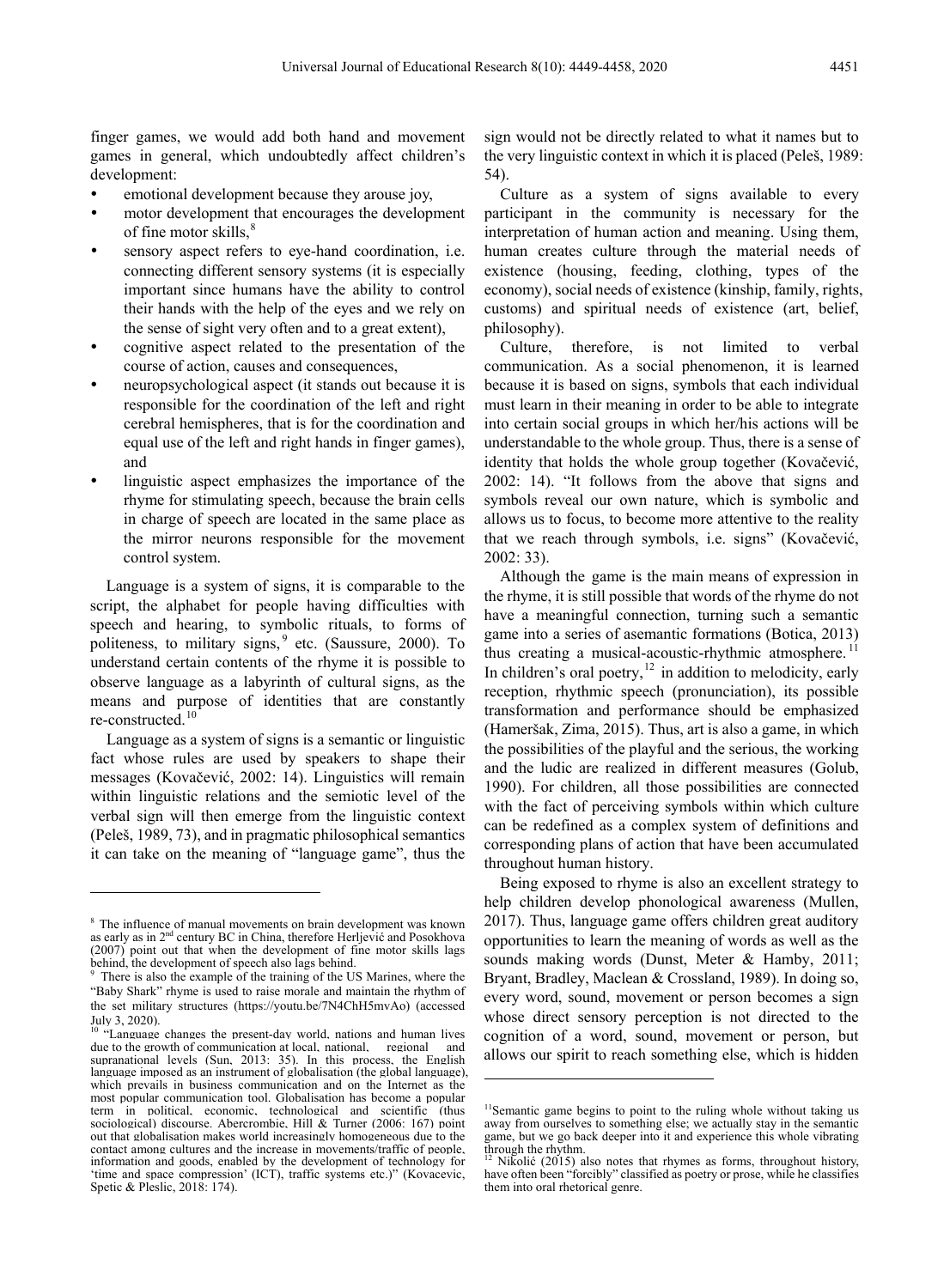finger games, we would add both hand and movement games in general, which undoubtedly affect children's development:

- emotional development because they arouse joy,
- motor development that encourages the development of fine motor skills,[8]
- sensory aspect refers to eye-hand coordination, i.e. connecting different sensory systems (it is especially important since humans have the ability to control their hands with the help of the eyes and we rely on the sense of sight very often and to a great extent),
- cognitive aspect related to the presentation of the course of action, causes and consequences,
- neuropsychological aspect (it stands out because it is responsible for the coordination of the left and right cerebral hemispheres, that is for the coordination and equal use of the left and right hands in finger games), and
- linguistic aspect emphasizes the importance of the rhyme for stimulating speech, because the brain cells in charge of speech are located in the same place as the mirror neurons responsible for the movement control system.

Language is a system of signs, it is comparable to the script, the alphabet for people having difficulties with speech and hearing, to symbolic rituals, to forms of politeness, to military signs,[9] etc. (Saussure, 2000). To understand certain contents of the rhyme it is possible to observe language as a labyrinth of cultural signs, as the means and purpose of identities that are constantly re-constructed.[10]

Language as a system of signs is a semantic or linguistic fact whose rules are used by speakers to shape their messages (Kovačević, 2002: 14). Linguistics will remain within linguistic relations and the semiotic level of the verbal sign will then emerge from the linguistic context (Peleš, 1989, 73), and in pragmatic philosophical semantics it can take on the meaning of "language game", thus the sign would not be directly related to what it names but to the very linguistic context in which it is placed (Peleš, 1989: 54).

Culture as a system of signs available to every participant in the community is necessary for the interpretation of human action and meaning. Using them, human creates culture through the material needs of existence (housing, feeding, clothing, types of the economy), social needs of existence (kinship, family, rights, customs) and spiritual needs of existence (art, belief, philosophy).

Culture, therefore, is not limited to verbal communication. As a social phenomenon, it is learned because it is based on signs, symbols that each individual must learn in their meaning in order to be able to integrate into certain social groups in which her/his actions will be understandable to the whole group. Thus, there is a sense of identity that holds the whole group together (Kovačević, 2002: 14). "It follows from the above that signs and symbols reveal our own nature, which is symbolic and allows us to focus, to become more attentive to the reality that we reach through symbols, i.e. signs" (Kovačević, 2002: 33).

Although the game is the main means of expression in the rhyme, it is still possible that words of the rhyme do not have a meaningful connection, turning such a semantic game into a series of asemantic formations (Botica, 2013) thus creating a musical-acoustic-rhythmic atmosphere.[11] In children's oral poetry,[12] in addition to melodicity, early reception, rhythmic speech (pronunciation), its possible transformation and performance should be emphasized (Hameršak, Zima, 2015). Thus, art is also a game, in which the possibilities of the playful and the serious, the working and the ludic are realized in different measures (Golub, 1990). For children, all those possibilities are connected with the fact of perceiving symbols within which culture can be redefined as a complex system of definitions and corresponding plans of action that have been accumulated throughout human history.

Being exposed to rhyme is also an excellent strategy to help children develop phonological awareness (Mullen, 2017). Thus, language game offers children great auditory opportunities to learn the meaning of words as well as the sounds making words (Dunst, Meter & Hamby, 2011; Bryant, Bradley, Maclean & Crossland, 1989). In doing so, every word, sound, movement or person becomes a sign whose direct sensory perception is not directed to the cognition of a word, sound, movement or person, but allows our spirit to reach something else, which is hidden

---

[8] The influence of manual movements on brain development was known as early as in 2nd century BC in China, therefore Herljević and Posokhova (2007) point out that when the development of fine motor skills lags behind, the development of speech also lags behind.

[9] There is also the example of the training of the US Marines, where the "Baby Shark" rhyme is used to raise morale and maintain the rhythm of the set military structures (https://youtu.be/7N4ChH5mvAo) (accessed July 3, 2020).

[10] "Language changes the present-day world, nations and human lives due to the growth of communication at local, national, regional and supranational levels (Sun, 2013: 35). In this process, the English language imposed as an instrument of globalisation (the global language), which prevails in business communication and on the Internet as the most popular communication tool. Globalisation has become a popular term in political, economic, technological and scientific (thus sociological) discourse. Abercrombie, Hill & Turner (2006: 167) point out that globalisation makes world increasingly homogeneous due to the contact among cultures and the increase in movements/traffic of people, information and goods, enabled by the development of technology for 'time and space compression' (ICT), traffic systems etc.)" (Kovacevic, Spetic & Pleslic, 2018: 174).

[11] Semantic game begins to point to the ruling whole without taking us away from ourselves to something else; we actually stay in the semantic game, but we go back deeper into it and experience this whole vibrating through the rhythm.

[12] Nikolić (2015) also notes that rhymes as forms, throughout history, have often been "forcibly" classified as poetry or prose, while he classifies them into oral rhetorical genre.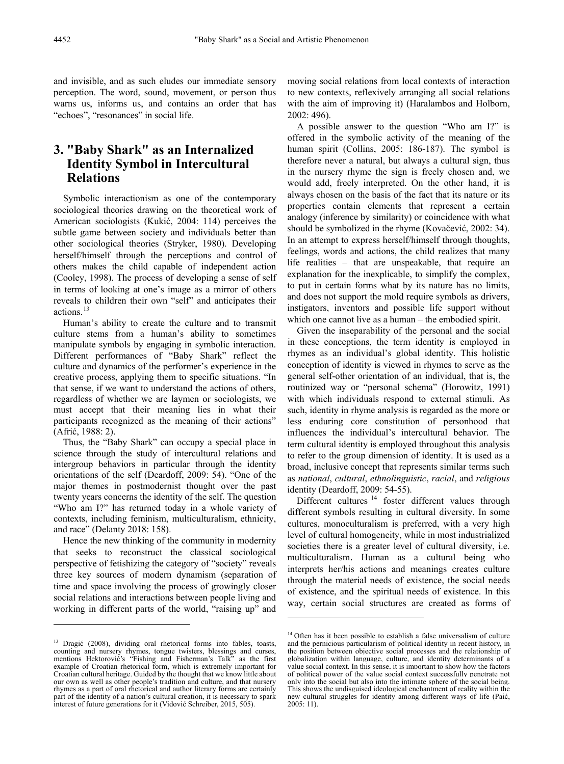and invisible, and as such eludes our immediate sensory perception. The word, sound, movement, or person thus warns us, informs us, and contains an order that has "echoes", "resonances" in social life.

## 3. "Baby Shark" as an Internalized Identity Symbol in Intercultural Relations

Symbolic interactionism as one of the contemporary sociological theories drawing on the theoretical work of American sociologists (Kukić, 2004: 114) perceives the subtle game between society and individuals better than other sociological theories (Stryker, 1980). Developing herself/himself through the perceptions and control of others makes the child capable of independent action (Cooley, 1998). The process of developing a sense of self in terms of looking at one's image as a mirror of others reveals to children their own "self" and anticipates their actions.[13]

Human's ability to create the culture and to transmit culture stems from a human's ability to sometimes manipulate symbols by engaging in symbolic interaction. Different performances of "Baby Shark" reflect the culture and dynamics of the performer's experience in the creative process, applying them to specific situations. "In that sense, if we want to understand the actions of others, regardless of whether we are laymen or sociologists, we must accept that their meaning lies in what their participants recognized as the meaning of their actions" (Afrić, 1988: 2).

Thus, the "Baby Shark" can occupy a special place in science through the study of intercultural relations and intergroup behaviors in particular through the identity orientations of the self (Deardoff, 2009: 54). "One of the major themes in postmodernist thought over the past twenty years concerns the identity of the self. The question "Who am I?" has returned today in a whole variety of contexts, including feminism, multiculturalism, ethnicity, and race" (Delanty 2018: 158).

Hence the new thinking of the community in modernity that seeks to reconstruct the classical sociological perspective of fetishizing the category of "society" reveals three key sources of modern dynamism (separation of time and space involving the process of growingly closer social relations and interactions between people living and working in different parts of the world, "raising up" and moving social relations from local contexts of interaction to new contexts, reflexively arranging all social relations with the aim of improving it) (Haralambos and Holborn, 2002: 496).

A possible answer to the question "Who am I?" is offered in the symbolic activity of the meaning of the human spirit (Collins, 2005: 186-187). The symbol is therefore never a natural, but always a cultural sign, thus in the nursery rhyme the sign is freely chosen and, we would add, freely interpreted. On the other hand, it is always chosen on the basis of the fact that its nature or its properties contain elements that represent a certain analogy (inference by similarity) or coincidence with what should be symbolized in the rhyme (Kovačević, 2002: 34). In an attempt to express herself/himself through thoughts, feelings, words and actions, the child realizes that many life realities – that are unspeakable, that require an explanation for the inexplicable, to simplify the complex, to put in certain forms what by its nature has no limits, and does not support the mold require symbols as drivers, instigators, inventors and possible life support without which one cannot live as a human – the embodied spirit.

Given the inseparability of the personal and the social in these conceptions, the term identity is employed in rhymes as an individual's global identity. This holistic conception of identity is viewed in rhymes to serve as the general self-other orientation of an individual, that is, the routinized way or "personal schema" (Horowitz, 1991) with which individuals respond to external stimuli. As such, identity in rhyme analysis is regarded as the more or less enduring core constitution of personhood that influences the individual's intercultural behavior. The term cultural identity is employed throughout this analysis to refer to the group dimension of identity. It is used as a broad, inclusive concept that represents similar terms such as *national*, *cultural*, *ethnolinguistic*, *racial*, and *religious* identity (Deardoff, 2009: 54-55).

Different cultures[14] foster different values through different symbols resulting in cultural diversity. In some cultures, monoculturalism is preferred, with a very high level of cultural homogeneity, while in most industrialized societies there is a greater level of cultural diversity, i.e. multiculturalism. Human as a cultural being who interprets her/his actions and meanings creates culture through the material needs of existence, the social needs of existence, and the spiritual needs of existence. In this way, certain social structures are created as forms of

---

[13] Dragić (2008), dividing oral rhetorical forms into fables, toasts, counting and nursery rhymes, tongue twisters, blessings and curses, mentions Hektorović's "Fishing and Fisherman's Talk" as the first example of Croatian rhetorical form, which is extremely important for Croatian cultural heritage. Guided by the thought that we know little about our own as well as other people's tradition and culture, and that nursery rhymes as a part of oral rhetorical and author literary forms are certainly part of the identity of a nation's cultural creation, it is necessary to spark interest of future generations for it (Vidović Schreiber, 2015, 505).

[14] Often has it been possible to establish a false universalism of culture and the pernicious particularism of political identity in recent history, in the position between objective social processes and the relationship of globalization within language, culture, and identity determinants of a value social context. In this sense, it is important to show how the factors of political power of the value social context successfully penetrate not only into the social but also into the intimate sphere of the social being. This shows the undisguised ideological enchantment of reality within the new cultural struggles for identity among different ways of life (Paić, 2005: 11).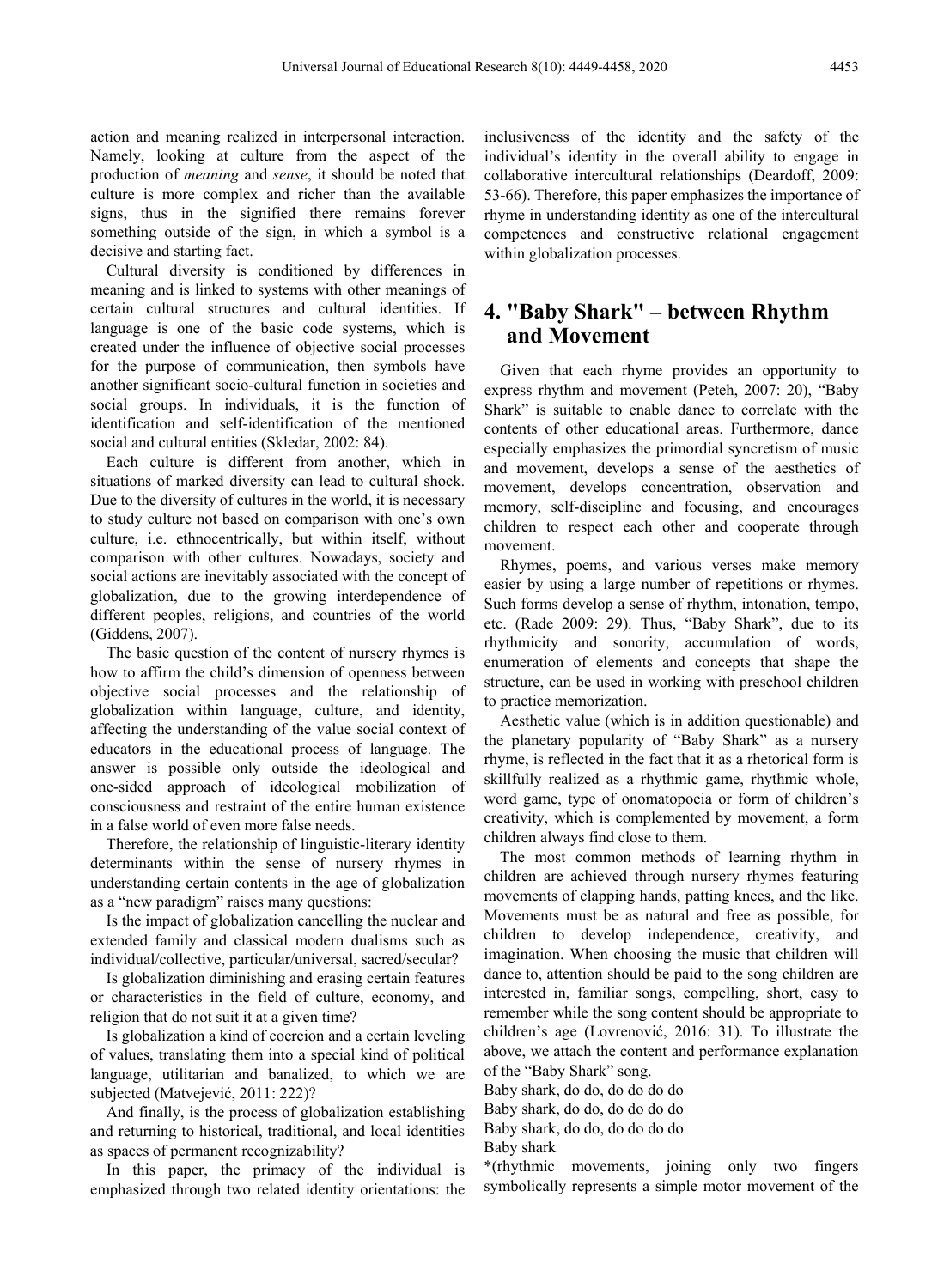action and meaning realized in interpersonal interaction. Namely, looking at culture from the aspect of the production of *meaning* and *sense*, it should be noted that culture is more complex and richer than the available signs, thus in the signified there remains forever something outside of the sign, in which a symbol is a decisive and starting fact.

Cultural diversity is conditioned by differences in meaning and is linked to systems with other meanings of certain cultural structures and cultural identities. If language is one of the basic code systems, which is created under the influence of objective social processes for the purpose of communication, then symbols have another significant socio-cultural function in societies and social groups. In individuals, it is the function of identification and self-identification of the mentioned social and cultural entities (Skledar, 2002: 84).

Each culture is different from another, which in situations of marked diversity can lead to cultural shock. Due to the diversity of cultures in the world, it is necessary to study culture not based on comparison with one's own culture, i.e. ethnocentrically, but within itself, without comparison with other cultures. Nowadays, society and social actions are inevitably associated with the concept of globalization, due to the growing interdependence of different peoples, religions, and countries of the world (Giddens, 2007).

The basic question of the content of nursery rhymes is how to affirm the child's dimension of openness between objective social processes and the relationship of globalization within language, culture, and identity, affecting the understanding of the value social context of educators in the educational process of language. The answer is possible only outside the ideological and one-sided approach of ideological mobilization of consciousness and restraint of the entire human existence in a false world of even more false needs.

Therefore, the relationship of linguistic-literary identity determinants within the sense of nursery rhymes in understanding certain contents in the age of globalization as a "new paradigm" raises many questions:

Is the impact of globalization cancelling the nuclear and extended family and classical modern dualisms such as individual/collective, particular/universal, sacred/secular?

Is globalization diminishing and erasing certain features or characteristics in the field of culture, economy, and religion that do not suit it at a given time?

Is globalization a kind of coercion and a certain leveling of values, translating them into a special kind of political language, utilitarian and banalized, to which we are subjected (Matvejević, 2011: 222)?

And finally, is the process of globalization establishing and returning to historical, traditional, and local identities as spaces of permanent recognizability?

In this paper, the primacy of the individual is emphasized through two related identity orientations: the inclusiveness of the identity and the safety of the individual's identity in the overall ability to engage in collaborative intercultural relationships (Deardoff, 2009: 53-66). Therefore, this paper emphasizes the importance of rhyme in understanding identity as one of the intercultural competences and constructive relational engagement within globalization processes.

## 4. "Baby Shark" – between Rhythm and Movement

Given that each rhyme provides an opportunity to express rhythm and movement (Peteh, 2007: 20), "Baby Shark" is suitable to enable dance to correlate with the contents of other educational areas. Furthermore, dance especially emphasizes the primordial syncretism of music and movement, develops a sense of the aesthetics of movement, develops concentration, observation and memory, self-discipline and focusing, and encourages children to respect each other and cooperate through movement.

Rhymes, poems, and various verses make memory easier by using a large number of repetitions or rhymes. Such forms develop a sense of rhythm, intonation, tempo, etc. (Rade 2009: 29). Thus, "Baby Shark", due to its rhythmicity and sonority, accumulation of words, enumeration of elements and concepts that shape the structure, can be used in working with preschool children to practice memorization.

Aesthetic value (which is in addition questionable) and the planetary popularity of "Baby Shark" as a nursery rhyme, is reflected in the fact that it as a rhetorical form is skillfully realized as a rhythmic game, rhythmic whole, word game, type of onomatopoeia or form of children's creativity, which is complemented by movement, a form children always find close to them.

The most common methods of learning rhythm in children are achieved through nursery rhymes featuring movements of clapping hands, patting knees, and the like. Movements must be as natural and free as possible, for children to develop independence, creativity, and imagination. When choosing the music that children will dance to, attention should be paid to the song children are interested in, familiar songs, compelling, short, easy to remember while the song content should be appropriate to children's age (Lovrenović, 2016: 31). To illustrate the above, we attach the content and performance explanation of the "Baby Shark" song.

Baby shark, do do, do do do do  
Baby shark, do do, do do do do  
Baby shark, do do, do do do do  
Baby shark  
*(rhythmic movements, joining only two fingers symbolically represents a simple motor movement of the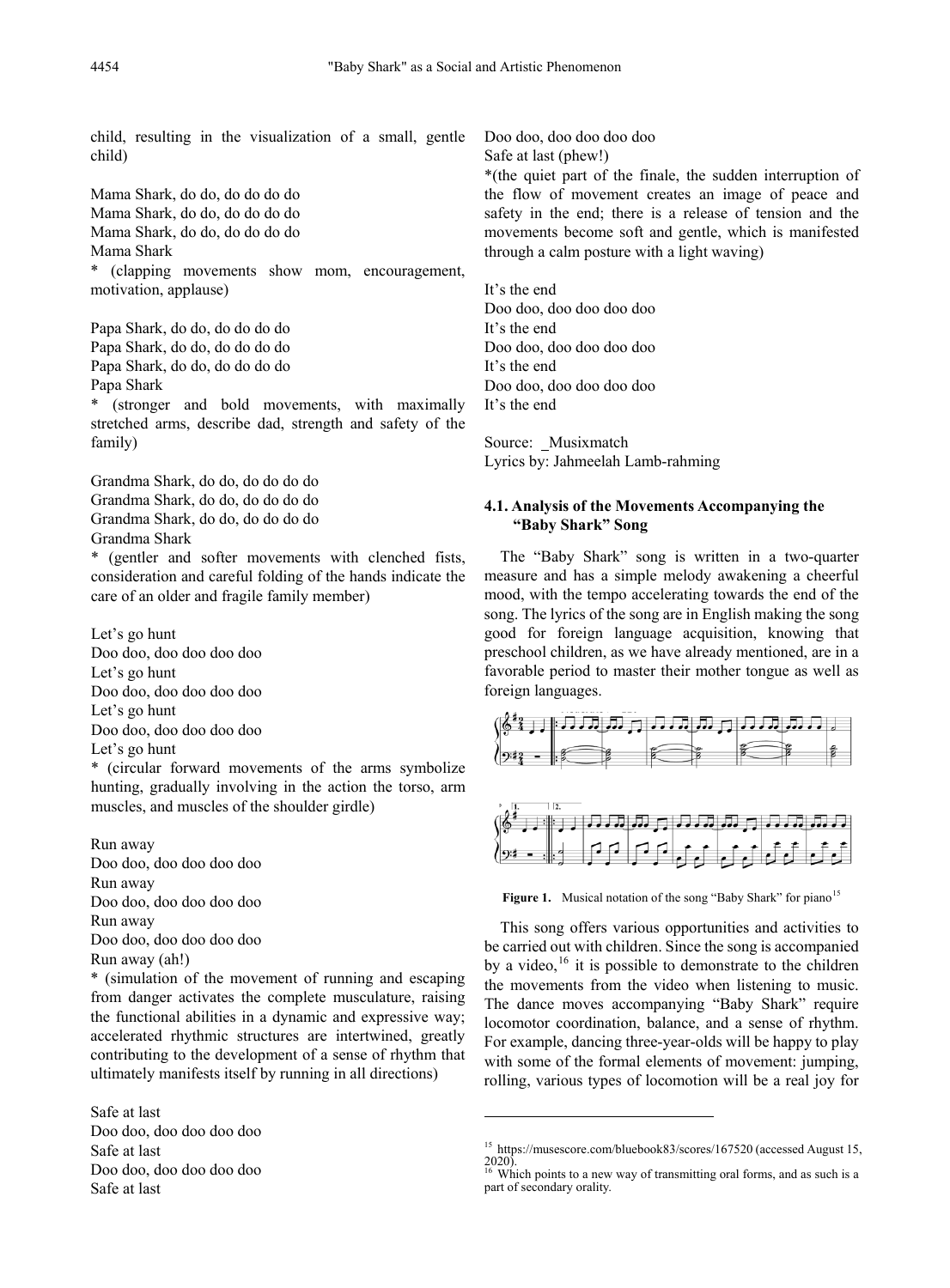child, resulting in the visualization of a small, gentle child)

Mama Shark, do do, do do do do
Mama Shark, do do, do do do do
Mama Shark, do do, do do do do
Mama Shark
* (clapping movements show mom, encouragement, motivation, applause)

Papa Shark, do do, do do do do
Papa Shark, do do, do do do do
Papa Shark, do do, do do do do
Papa Shark
* (stronger and bold movements, with maximally stretched arms, describe dad, strength and safety of the family)

Grandma Shark, do do, do do do do
Grandma Shark, do do, do do do do
Grandma Shark, do do, do do do do
Grandma Shark
* (gentler and softer movements with clenched fists, consideration and careful folding of the hands indicate the care of an older and fragile family member)

Let's go hunt
Doo doo, doo doo doo doo
Let's go hunt
Doo doo, doo doo doo doo
Let's go hunt
Doo doo, doo doo doo doo
Let's go hunt
* (circular forward movements of the arms symbolize hunting, gradually involving in the action the torso, arm muscles, and muscles of the shoulder girdle)

Run away
Doo doo, doo doo doo doo
Run away
Doo doo, doo doo doo doo
Run away
Doo doo, doo doo doo doo
Run away (ah!)
* (simulation of the movement of running and escaping from danger activates the complete musculature, raising the functional abilities in a dynamic and expressive way; accelerated rhythmic structures are intertwined, greatly contributing to the development of a sense of rhythm that ultimately manifests itself by running in all directions)

Safe at last
Doo doo, doo doo doo doo
Safe at last
Doo doo, doo doo doo doo
Safe at last
Doo doo, doo doo doo doo
Safe at last (phew!)
*(the quiet part of the finale, the sudden interruption of the flow of movement creates an image of peace and safety in the end; there is a release of tension and the movements become soft and gentle, which is manifested through a calm posture with a light waving)

It's the end
Doo doo, doo doo doo doo
It's the end
Doo doo, doo doo doo doo
It's the end
Doo doo, doo doo doo doo
It's the end

Source: _Musixmatch
Lyrics by: Jahmeelah Lamb-rahming

### 4.1. Analysis of the Movements Accompanying the "Baby Shark" Song

The "Baby Shark" song is written in a two-quarter measure and has a simple melody awakening a cheerful mood, with the tempo accelerating towards the end of the song. The lyrics of the song are in English making the song good for foreign language acquisition, knowing that preschool children, as we have already mentioned, are in a favorable period to master their mother tongue as well as foreign languages.

**Figure 1.** Musical notation of the song "Baby Shark" for piano[15]

This song offers various opportunities and activities to be carried out with children. Since the song is accompanied by a video,[16] it is possible to demonstrate to the children the movements from the video when listening to music. The dance moves accompanying "Baby Shark" require locomotor coordination, balance, and a sense of rhythm. For example, dancing three-year-olds will be happy to play with some of the formal elements of movement: jumping, rolling, various types of locomotion will be a real joy for

---

[15] https://musescore.com/bluebook83/scores/167520 (accessed August 15, 2020).
[16] Which points to a new way of transmitting oral forms, and as such is a part of secondary orality.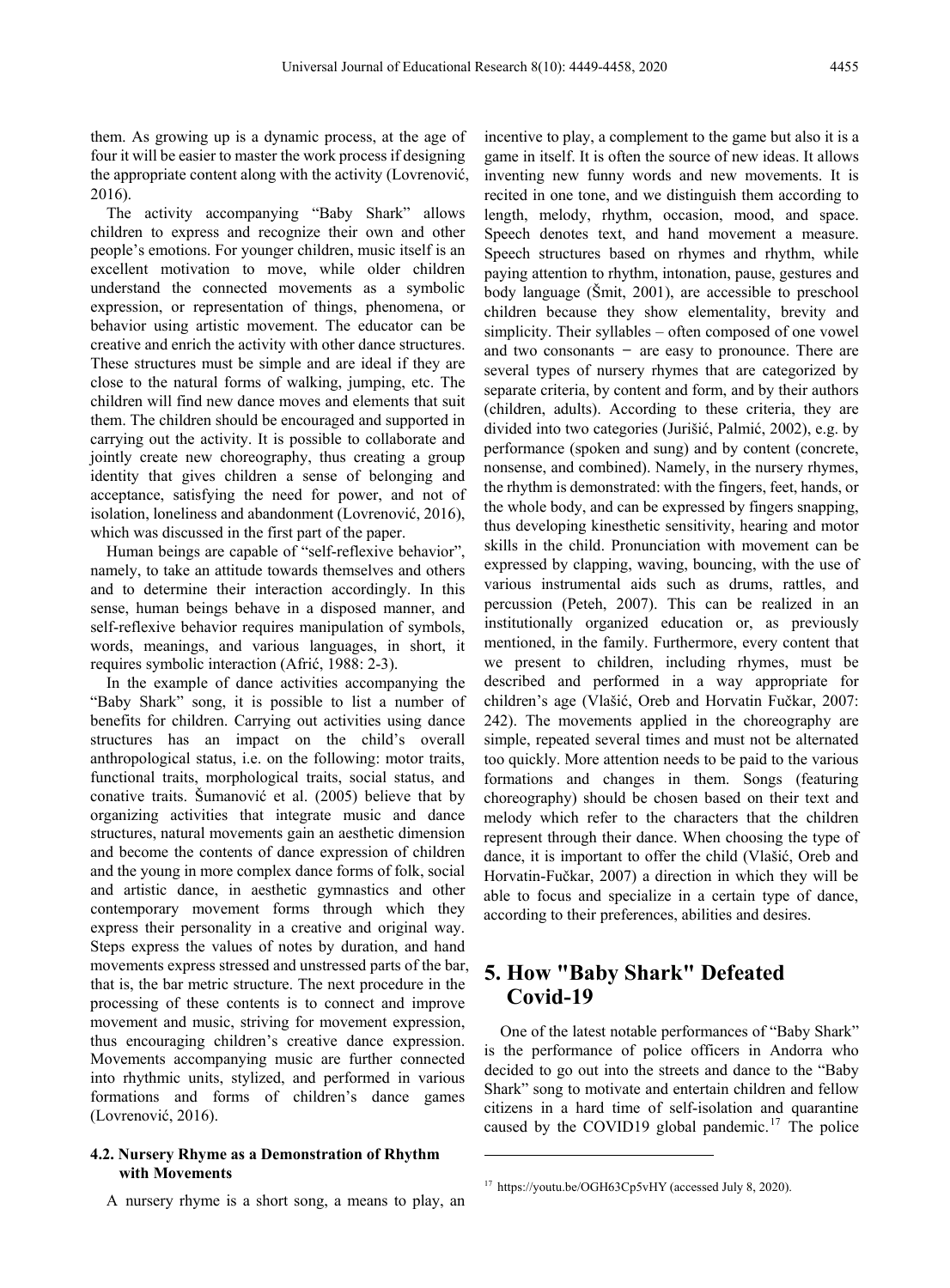them. As growing up is a dynamic process, at the age of four it will be easier to master the work process if designing the appropriate content along with the activity (Lovrenović, 2016).

The activity accompanying "Baby Shark" allows children to express and recognize their own and other people's emotions. For younger children, music itself is an excellent motivation to move, while older children understand the connected movements as a symbolic expression, or representation of things, phenomena, or behavior using artistic movement. The educator can be creative and enrich the activity with other dance structures. These structures must be simple and are ideal if they are close to the natural forms of walking, jumping, etc. The children will find new dance moves and elements that suit them. The children should be encouraged and supported in carrying out the activity. It is possible to collaborate and jointly create new choreography, thus creating a group identity that gives children a sense of belonging and acceptance, satisfying the need for power, and not of isolation, loneliness and abandonment (Lovrenović, 2016), which was discussed in the first part of the paper.

Human beings are capable of "self-reflexive behavior", namely, to take an attitude towards themselves and others and to determine their interaction accordingly. In this sense, human beings behave in a disposed manner, and self-reflexive behavior requires manipulation of symbols, words, meanings, and various languages, in short, it requires symbolic interaction (Afrić, 1988: 2-3).

In the example of dance activities accompanying the "Baby Shark" song, it is possible to list a number of benefits for children. Carrying out activities using dance structures has an impact on the child's overall anthropological status, i.e. on the following: motor traits, functional traits, morphological traits, social status, and conative traits. Šumanović et al. (2005) believe that by organizing activities that integrate music and dance structures, natural movements gain an aesthetic dimension and become the contents of dance expression of children and the young in more complex dance forms of folk, social and artistic dance, in aesthetic gymnastics and other contemporary movement forms through which they express their personality in a creative and original way. Steps express the values of notes by duration, and hand movements express stressed and unstressed parts of the bar, that is, the bar metric structure. The next procedure in the processing of these contents is to connect and improve movement and music, striving for movement expression, thus encouraging children's creative dance expression. Movements accompanying music are further connected into rhythmic units, stylized, and performed in various formations and forms of children's dance games (Lovrenović, 2016).

### 4.2. Nursery Rhyme as a Demonstration of Rhythm with Movements

A nursery rhyme is a short song, a means to play, an incentive to play, a complement to the game but also it is a game in itself. It is often the source of new ideas. It allows inventing new funny words and new movements. It is recited in one tone, and we distinguish them according to length, melody, rhythm, occasion, mood, and space. Speech denotes text, and hand movement a measure. Speech structures based on rhymes and rhythm, while paying attention to rhythm, intonation, pause, gestures and body language (Šmit, 2001), are accessible to preschool children because they show elementality, brevity and simplicity. Their syllables – often composed of one vowel and two consonants − are easy to pronounce. There are several types of nursery rhymes that are categorized by separate criteria, by content and form, and by their authors (children, adults). According to these criteria, they are divided into two categories (Jurišić, Palmić, 2002), e.g. by performance (spoken and sung) and by content (concrete, nonsense, and combined). Namely, in the nursery rhymes, the rhythm is demonstrated: with the fingers, feet, hands, or the whole body, and can be expressed by fingers snapping, thus developing kinesthetic sensitivity, hearing and motor skills in the child. Pronunciation with movement can be expressed by clapping, waving, bouncing, with the use of various instrumental aids such as drums, rattles, and percussion (Peteh, 2007). This can be realized in an institutionally organized education or, as previously mentioned, in the family. Furthermore, every content that we present to children, including rhymes, must be described and performed in a way appropriate for children's age (Vlašić, Oreb and Horvatin Fučkar, 2007: 242). The movements applied in the choreography are simple, repeated several times and must not be alternated too quickly. More attention needs to be paid to the various formations and changes in them. Songs (featuring choreography) should be chosen based on their text and melody which refer to the characters that the children represent through their dance. When choosing the type of dance, it is important to offer the child (Vlašić, Oreb and Horvatin-Fučkar, 2007) a direction in which they will be able to focus and specialize in a certain type of dance, according to their preferences, abilities and desires.

## 5. How "Baby Shark" Defeated Covid-19

One of the latest notable performances of "Baby Shark" is the performance of police officers in Andorra who decided to go out into the streets and dance to the "Baby Shark" song to motivate and entertain children and fellow citizens in a hard time of self-isolation and quarantine caused by the COVID19 global pandemic.[17] The police

[17] https://youtu.be/OGH63Cp5vHY (accessed July 8, 2020).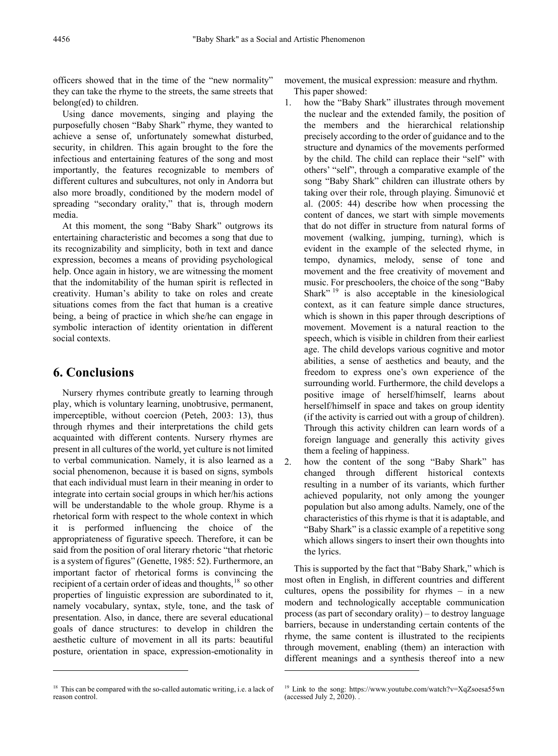officers showed that in the time of the "new normality" they can take the rhyme to the streets, the same streets that belong(ed) to children.

Using dance movements, singing and playing the purposefully chosen "Baby Shark" rhyme, they wanted to achieve a sense of, unfortunately somewhat disturbed, security, in children. This again brought to the fore the infectious and entertaining features of the song and most importantly, the features recognizable to members of different cultures and subcultures, not only in Andorra but also more broadly, conditioned by the modern model of spreading "secondary orality," that is, through modern media.

At this moment, the song "Baby Shark" outgrows its entertaining characteristic and becomes a song that due to its recognizability and simplicity, both in text and dance expression, becomes a means of providing psychological help. Once again in history, we are witnessing the moment that the indomitability of the human spirit is reflected in creativity. Human's ability to take on roles and create situations comes from the fact that human is a creative being, a being of practice in which she/he can engage in symbolic interaction of identity orientation in different social contexts.

## 6. Conclusions

Nursery rhymes contribute greatly to learning through play, which is voluntary learning, unobtrusive, permanent, imperceptible, without coercion (Peteh, 2003: 13), thus through rhymes and their interpretations the child gets acquainted with different contents. Nursery rhymes are present in all cultures of the world, yet culture is not limited to verbal communication. Namely, it is also learned as a social phenomenon, because it is based on signs, symbols that each individual must learn in their meaning in order to integrate into certain social groups in which her/his actions will be understandable to the whole group. Rhyme is a rhetorical form with respect to the whole context in which it is performed influencing the choice of the appropriateness of figurative speech. Therefore, it can be said from the position of oral literary rhetoric "that rhetoric is a system of figures" (Genette, 1985: 52). Furthermore, an important factor of rhetorical forms is convincing the recipient of a certain order of ideas and thoughts,[18] so other properties of linguistic expression are subordinated to it, namely vocabulary, syntax, style, tone, and the task of presentation. Also, in dance, there are several educational goals of dance structures: to develop in children the aesthetic culture of movement in all its parts: beautiful posture, orientation in space, expression-emotionality in movement, the musical expression: measure and rhythm.

This paper showed:

1. how the "Baby Shark" illustrates through movement the nuclear and the extended family, the position of the members and the hierarchical relationship precisely according to the order of guidance and to the structure and dynamics of the movements performed by the child. The child can replace their "self" with others' "self", through a comparative example of the song "Baby Shark" children can illustrate others by taking over their role, through playing. Šimunović et al. (2005: 44) describe how when processing the content of dances, we start with simple movements that do not differ in structure from natural forms of movement (walking, jumping, turning), which is evident in the example of the selected rhyme, in tempo, dynamics, melody, sense of tone and movement and the free creativity of movement and music. For preschoolers, the choice of the song "Baby Shark"[19] is also acceptable in the kinesiological context, as it can feature simple dance structures, which is shown in this paper through descriptions of movement. Movement is a natural reaction to the speech, which is visible in children from their earliest age. The child develops various cognitive and motor abilities, a sense of aesthetics and beauty, and the freedom to express one's own experience of the surrounding world. Furthermore, the child develops a positive image of herself/himself, learns about herself/himself in space and takes on group identity (if the activity is carried out with a group of children). Through this activity children can learn words of a foreign language and generally this activity gives them a feeling of happiness.
2. how the content of the song "Baby Shark" has changed through different historical contexts resulting in a number of its variants, which further achieved popularity, not only among the younger population but also among adults. Namely, one of the characteristics of this rhyme is that it is adaptable, and "Baby Shark" is a classic example of a repetitive song which allows singers to insert their own thoughts into the lyrics.

This is supported by the fact that "Baby Shark," which is most often in English, in different countries and different cultures, opens the possibility for rhymes – in a new modern and technologically acceptable communication process (as part of secondary orality) – to destroy language barriers, because in understanding certain contents of the rhyme, the same content is illustrated to the recipients through movement, enabling (them) an interaction with different meanings and a synthesis thereof into a new

---

[18] This can be compared with the so-called automatic writing, i.e. a lack of reason control.

[19] Link to the song: https://www.youtube.com/watch?v=XqZsoesa55wn (accessed July 2, 2020). .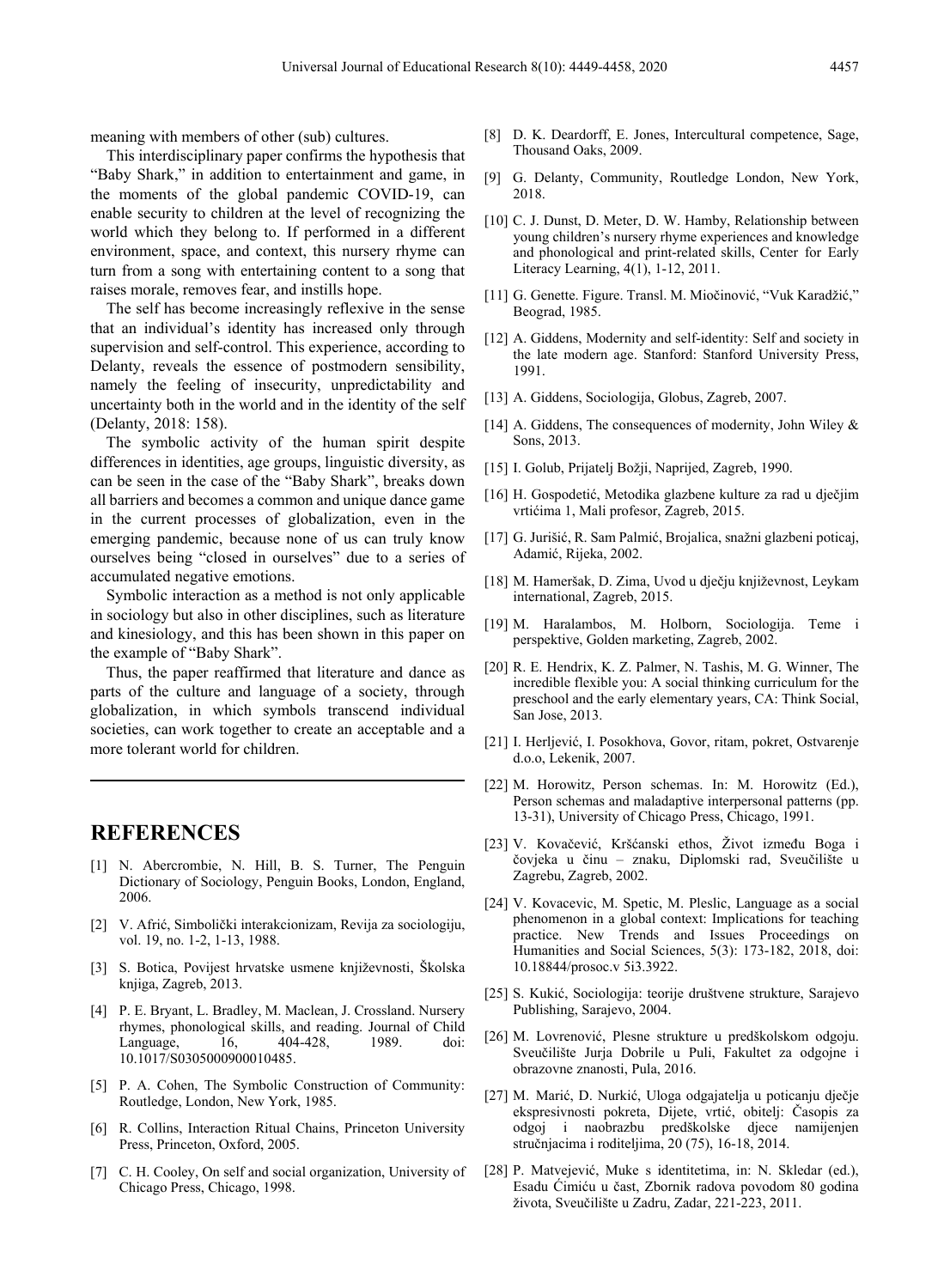meaning with members of other (sub) cultures.

This interdisciplinary paper confirms the hypothesis that "Baby Shark," in addition to entertainment and game, in the moments of the global pandemic COVID-19, can enable security to children at the level of recognizing the world which they belong to. If performed in a different environment, space, and context, this nursery rhyme can turn from a song with entertaining content to a song that raises morale, removes fear, and instills hope.

The self has become increasingly reflexive in the sense that an individual's identity has increased only through supervision and self-control. This experience, according to Delanty, reveals the essence of postmodern sensibility, namely the feeling of insecurity, unpredictability and uncertainty both in the world and in the identity of the self (Delanty, 2018: 158).

The symbolic activity of the human spirit despite differences in identities, age groups, linguistic diversity, as can be seen in the case of the "Baby Shark", breaks down all barriers and becomes a common and unique dance game in the current processes of globalization, even in the emerging pandemic, because none of us can truly know ourselves being "closed in ourselves" due to a series of accumulated negative emotions.

Symbolic interaction as a method is not only applicable in sociology but also in other disciplines, such as literature and kinesiology, and this has been shown in this paper on the example of "Baby Shark".

Thus, the paper reaffirmed that literature and dance as parts of the culture and language of a society, through globalization, in which symbols transcend individual societies, can work together to create an acceptable and a more tolerant world for children.

## REFERENCES

[1] N. Abercrombie, N. Hill, B. S. Turner, The Penguin Dictionary of Sociology, Penguin Books, London, England, 2006.

[2] V. Afrić, Simbolički interakcionizam, Revija za sociologiju, vol. 19, no. 1-2, 1-13, 1988.

[3] S. Botica, Povijest hrvatske usmene književnosti, Školska knjiga, Zagreb, 2013.

[4] P. E. Bryant, L. Bradley, M. Maclean, J. Crossland. Nursery rhymes, phonological skills, and reading. Journal of Child Language, 16, 404-428, 1989. doi: 10.1017/S0305000900010485.

[5] P. A. Cohen, The Symbolic Construction of Community: Routledge, London, New York, 1985.

[6] R. Collins, Interaction Ritual Chains, Princeton University Press, Princeton, Oxford, 2005.

[7] C. H. Cooley, On self and social organization, University of Chicago Press, Chicago, 1998.

[8] D. K. Deardorff, E. Jones, Intercultural competence, Sage, Thousand Oaks, 2009.

[9] G. Delanty, Community, Routledge London, New York, 2018.

[10] C. J. Dunst, D. Meter, D. W. Hamby, Relationship between young children's nursery rhyme experiences and knowledge and phonological and print-related skills, Center for Early Literacy Learning, 4(1), 1-12, 2011.

[11] G. Genette. Figure. Transl. M. Miočinović, "Vuk Karadžić," Beograd, 1985.

[12] A. Giddens, Modernity and self-identity: Self and society in the late modern age. Stanford: Stanford University Press, 1991.

[13] A. Giddens, Sociologija, Globus, Zagreb, 2007.

[14] A. Giddens, The consequences of modernity, John Wiley & Sons, 2013.

[15] I. Golub, Prijatelj Božji, Naprijed, Zagreb, 1990.

[16] H. Gospodetić, Metodika glazbene kulture za rad u dječjim vrtićima 1, Mali profesor, Zagreb, 2015.

[17] G. Jurišić, R. Sam Palmić, Brojalica, snažni glazbeni poticaj, Adamić, Rijeka, 2002.

[18] M. Hameršak, D. Zima, Uvod u dječju književnost, Leykam international, Zagreb, 2015.

[19] M. Haralambos, M. Holborn, Sociologija. Teme i perspektive, Golden marketing, Zagreb, 2002.

[20] R. E. Hendrix, K. Z. Palmer, N. Tashis, M. G. Winner, The incredible flexible you: A social thinking curriculum for the preschool and the early elementary years, CA: Think Social, San Jose, 2013.

[21] I. Herljević, I. Posokhova, Govor, ritam, pokret, Ostvarenje d.o.o, Lekenik, 2007.

[22] M. Horowitz, Person schemas. In: M. Horowitz (Ed.), Person schemas and maladaptive interpersonal patterns (pp. 13-31), University of Chicago Press, Chicago, 1991.

[23] V. Kovačević, Kršćanski ethos, Život između Boga i čovjeka u činu – znaku, Diplomski rad, Sveučilište u Zagrebu, Zagreb, 2002.

[24] V. Kovacevic, M. Spetic, M. Pleslic, Language as a social phenomenon in a global context: Implications for teaching practice. New Trends and Issues Proceedings on Humanities and Social Sciences, 5(3): 173-182, 2018, doi: 10.18844/prosoc.v 5i3.3922.

[25] S. Kukić, Sociologija: teorije društvene strukture, Sarajevo Publishing, Sarajevo, 2004.

[26] M. Lovrenović, Plesne strukture u predškolskom odgoju. Sveučilište Jurja Dobrile u Puli, Fakultet za odgojne i obrazovne znanosti, Pula, 2016.

[27] M. Marić, D. Nurkić, Uloga odgajatelja u poticanju dječje ekspresivnosti pokreta, Dijete, vrtić, obitelj: Časopis za odgoj i naobrazbu predškolske djece namijenjen stručnjacima i roditeljima, 20 (75), 16-18, 2014.

[28] P. Matvejević, Muke s identitetima, in: N. Skledar (ed.), Esadu Ćimiću u čast, Zbornik radova povodom 80 godina života, Sveučilište u Zadru, Zadar, 221-223, 2011.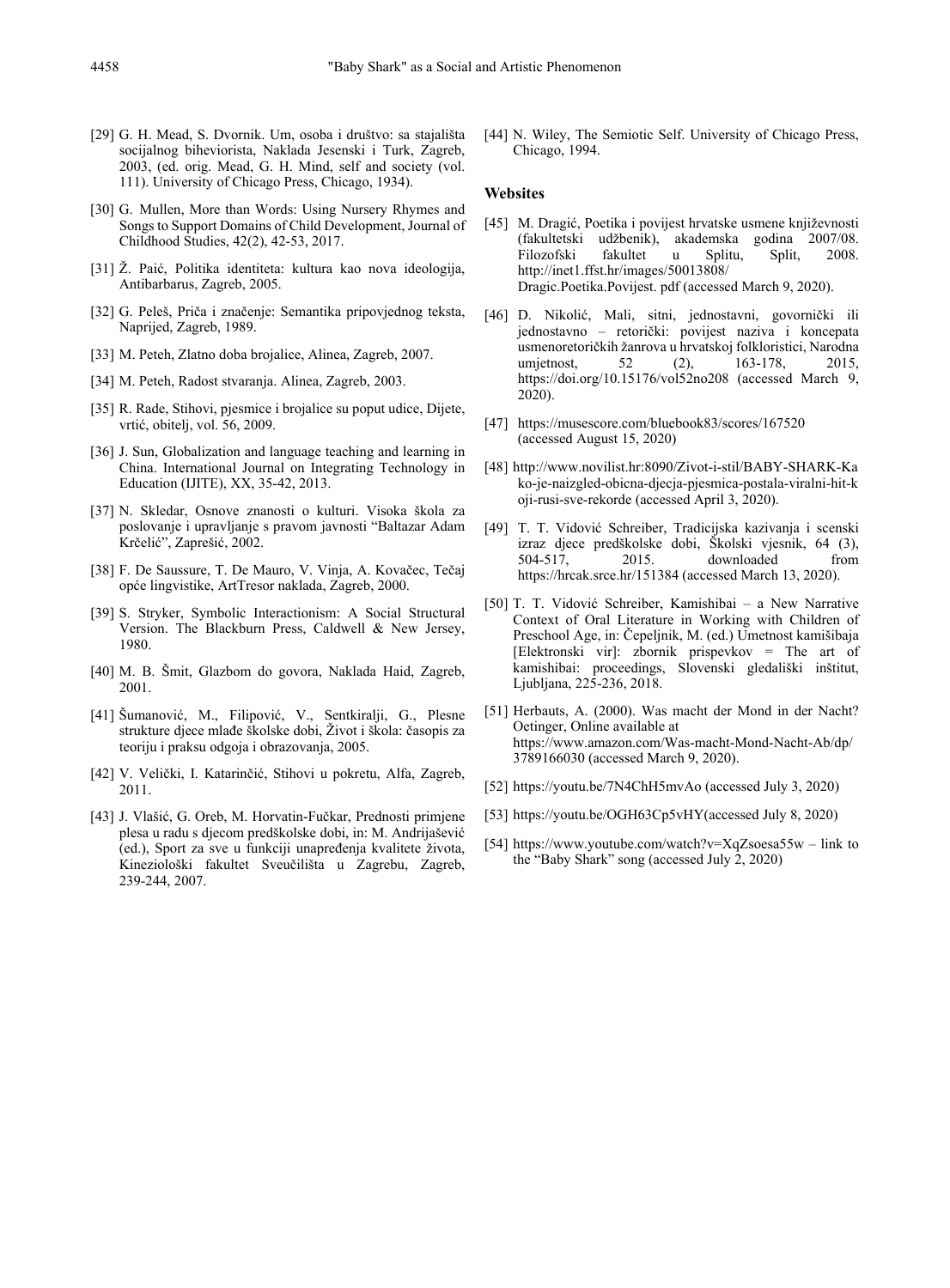[29] G. H. Mead, S. Dvornik. Um, osoba i društvo: sa stajališta socijalnog bihoviorista, Naklada Jesenski i Turk, Zagreb, 2003, (ed. orig. Mead, G. H. Mind, self and society (vol. 111). University of Chicago Press, Chicago, 1934).

[30] G. Mullen, More than Words: Using Nursery Rhymes and Songs to Support Domains of Child Development, Journal of Childhood Studies, 42(2), 42-53, 2017.

[31] Ž. Paić, Politika identiteta: kultura kao nova ideologija, Antibarbarus, Zagreb, 2005.

[32] G. Peleš, Priča i značenje: Semantika pripovjednog teksta, Naprijed, Zagreb, 1989.

[33] M. Peteh, Zlatno doba brojalice, Alinea, Zagreb, 2007.

[34] M. Peteh, Radost stvaranja. Alinea, Zagreb, 2003.

[35] R. Rade, Stihovi, pjesmice i brojalice su poput udice, Dijete, vrtić, obitelj, vol. 56, 2009.

[36] J. Sun, Globalization and language teaching and learning in China. International Journal on Integrating Technology in Education (IJITE), XX, 35-42, 2013.

[37] N. Skledar, Osnove znanosti o kulturi. Visoka škola za poslovanje i upravljanje s pravom javnosti "Baltazar Adam Krčelić", Zaprešić, 2002.

[38] F. De Saussure, T. De Mauro, V. Vinja, A. Kovačec, Tečaj opće lingvistike, ArtTresor naklada, Zagreb, 2000.

[39] S. Stryker, Symbolic Interactionism: A Social Structural Version. The Blackburn Press, Caldwell & New Jersey, 1980.

[40] M. B. Šmit, Glazbom do govora, Naklada Haid, Zagreb, 2001.

[41] Šumanović, M., Filipović, V., Sentkiralji, G., Plesne strukture djece mlađe školske dobi, Život i škola: časopis za teoriju i praksu odgoja i obrazovanja, 2005.

[42] V. Velički, I. Katarinčić, Stihovi u pokretu, Alfa, Zagreb, 2011.

[43] J. Vlašić, G. Oreb, M. Horvatin-Fučkar, Prednosti primjene plesa u radu s djecom predškolske dobi, in: M. Andrijašević (ed.), Sport za sve u funkciji unapređenja kvalitete života, Kineziološki fakultet Sveučilišta u Zagrebu, Zagreb, 239-244, 2007.

[44] N. Wiley, The Semiotic Self. University of Chicago Press, Chicago, 1994.

### Websites

[45] M. Dragić, Poetika i povijest hrvatske usmene književnosti (fakultetski udžbenik), akademska godina 2007/08. Filozofski fakultet u Splitu, Split, 2008. http://inet1.ffst.hr/images/50013808/ Dragic.Poetika.Povijest. pdf (accessed March 9, 2020).

[46] D. Nikolić, Mali, sitni, jednostavni, govornički ili jednostavno – retorički: povijest naziva i koncepata usmenoretoričkih žanrova u hrvatskoj folkloristici, Narodna umjetnost, 52 (2), 163-178, 2015, https://doi.org/10.15176/vol52no208 (accessed March 9, 2020).

[47] https://musescore.com/bluebook83/scores/167520 (accessed August 15, 2020)

[48] http://www.novilist.hr:8090/Zivot-i-stil/BABY-SHARK-Kako-je-naizgled-obicna-djecja-pjesmica-postala-viralni-hit-koji-rusi-sve-rekorde (accessed April 3, 2020).

[49] T. T. Vidović Schreiber, Tradicijska kazivanja i scenski izraz djece predškolske dobi, Školski vjesnik, 64 (3), 504-517, 2015. downloaded from https://hrcak.srce.hr/151384 (accessed March 13, 2020).

[50] T. T. Vidović Schreiber, Kamishibai – a New Narrative Context of Oral Literature in Working with Children of Preschool Age, in: Čepeljnik, M. (ed.) Umetnost kamišibaja [Elektronski vir]: zbornik prispevkov = The art of kamishibai: proceedings, Slovenski gledališki inštitut, Ljubljana, 225-236, 2018.

[51] Herbauts, A. (2000). Was macht der Mond in der Nacht? Oetinger, Online available at https://www.amazon.com/Was-macht-Mond-Nacht-Ab/dp/3789166030 (accessed March 9, 2020).

[52] https://youtu.be/7N4ChH5mvAo (accessed July 3, 2020)

[53] https://youtu.be/OGH63Cp5vHY(accessed July 8, 2020)

[54] https://www.youtube.com/watch?v=XqZsoesa55w – link to the "Baby Shark" song (accessed July 2, 2020)